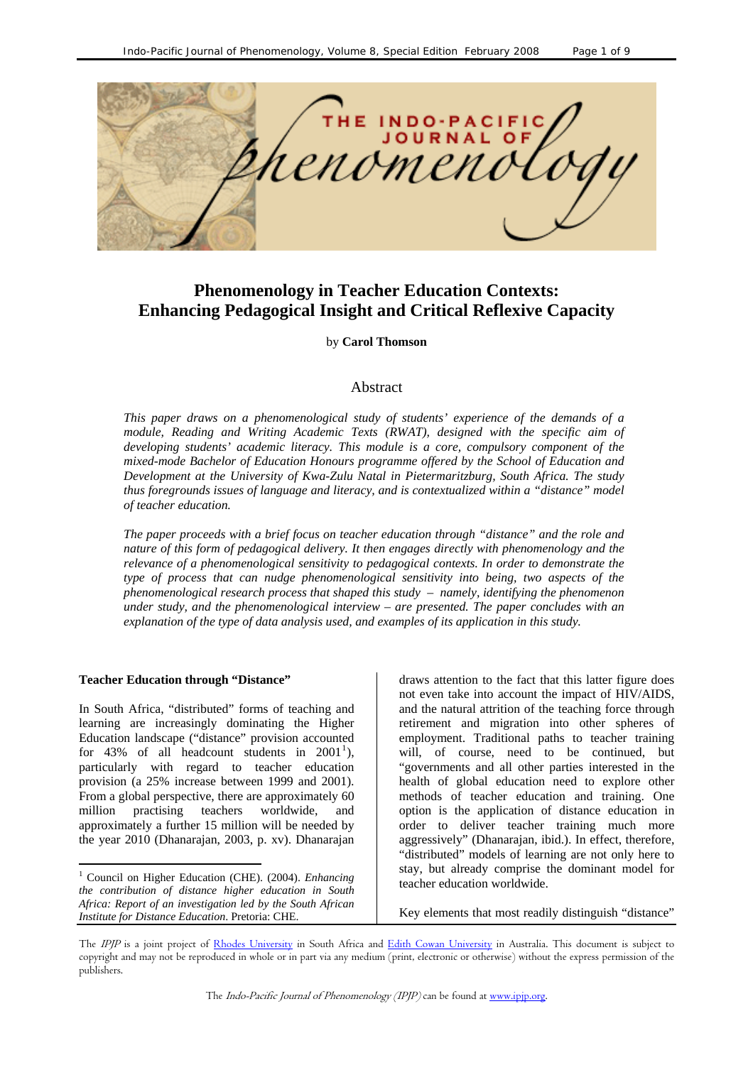# Phenomenology in Teacher Education Contexts: Enhancing Pedagogical Insight and Critical Reflexive Capacity

by **Carol Thomson**

## Abstract

*This paper draws on a phenomenological study of students' experience of the demands of a module, Reading and Writing Academic Texts (RWAT), designed with the specific aim of developing students' academic literacy. This module is a core, compulsory component of the mixed-mode Bachelor of Education Honours programme offered by the School of Education and Development at the University of Kwa-Zulu Natal in Pietermaritzburg, South Africa. The study thus foregrounds issues of language and literacy, and is contextualized within a "distance" model of teacher education.*

*The paper proceeds with a brief focus on teacher education through "distance" and the role and nature of this form of pedagogical delivery. It then engages directly with phenomenology and the relevance of a phenomenological sensitivity to pedagogical contexts. In order to demonstrate the type of process that can nudge phenomenological sensitivity into being, two aspects of the phenomenological research process that shaped this study – namely, identifying the phenomenon under study, and the phenomenological interview – are presented. The paper concludes with an explanation of the type of data analysis used, and examples of its application in this study.*

**Teacher Education through "Distance"**

In South Africa, "distributed" forms of teaching and learning are increasingly dominating the Higher Education landscape ("distance" provision accounted for 43% of all headcount students in 2001[1]), particularly with regard to teacher education provision (a 25% increase between 1999 and 2001). From a global perspective, there are approximately 60 million practising teachers worldwide, and approximately a further 15 million will be needed by the year 2010 (Dhanarajan, 2003, p. xv). Dhanarajan draws attention to the fact that this latter figure does not even take into account the impact of HIV/AIDS, and the natural attrition of the teaching force through retirement and migration into other spheres of employment. Traditional paths to teacher training will, of course, need to be continued, but "governments and all other parties interested in the health of global education need to explore other methods of teacher education and training. One option is the application of distance education in order to deliver teacher training much more aggressively" (Dhanarajan, ibid.). In effect, therefore, "distributed" models of learning are not only here to stay, but already comprise the dominant model for teacher education worldwide.

Key elements that most readily distinguish "distance"

[1] Council on Higher Education (CHE). (2004). *Enhancing the contribution of distance higher education in South Africa: Report of an investigation led by the South African Institute for Distance Education*. Pretoria: CHE.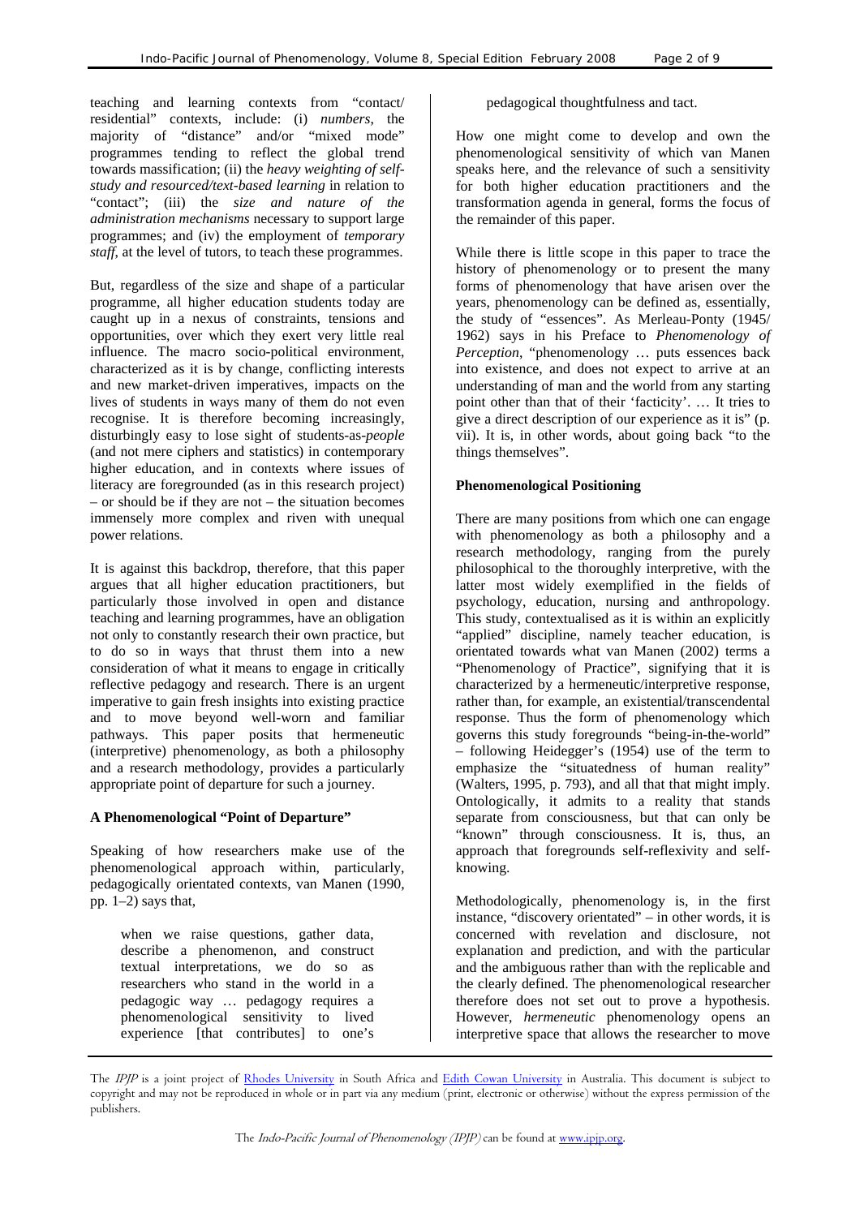teaching and learning contexts from "contact/ residential" contexts, include: (i) *numbers*, the majority of "distance" and/or "mixed mode" programmes tending to reflect the global trend towards massification; (ii) the *heavy weighting of self-study and resourced/text-based learning* in relation to "contact"; (iii) the *size and nature of the administration mechanisms* necessary to support large programmes; and (iv) the employment of *temporary staff*, at the level of tutors, to teach these programmes.

But, regardless of the size and shape of a particular programme, all higher education students today are caught up in a nexus of constraints, tensions and opportunities, over which they exert very little real influence. The macro socio-political environment, characterized as it is by change, conflicting interests and new market-driven imperatives, impacts on the lives of students in ways many of them do not even recognise. It is therefore becoming increasingly, disturbingly easy to lose sight of students-as-*people* (and not mere ciphers and statistics) in contemporary higher education, and in contexts where issues of literacy are foregrounded (as in this research project) – or should be if they are not – the situation becomes immensely more complex and riven with unequal power relations.

It is against this backdrop, therefore, that this paper argues that all higher education practitioners, but particularly those involved in open and distance teaching and learning programmes, have an obligation not only to constantly research their own practice, but to do so in ways that thrust them into a new consideration of what it means to engage in critically reflective pedagogy and research. There is an urgent imperative to gain fresh insights into existing practice and to move beyond well-worn and familiar pathways. This paper posits that hermeneutic (interpretive) phenomenology, as both a philosophy and a research methodology, provides a particularly appropriate point of departure for such a journey.

## A Phenomenological "Point of Departure"

Speaking of how researchers make use of the phenomenological approach within, particularly, pedagogically orientated contexts, van Manen (1990, pp. 1–2) says that,

> when we raise questions, gather data, describe a phenomenon, and construct textual interpretations, we do so as researchers who stand in the world in a pedagogic way … pedagogy requires a phenomenological sensitivity to lived experience [that contributes] to one's pedagogical thoughtfulness and tact.

How one might come to develop and own the phenomenological sensitivity of which van Manen speaks here, and the relevance of such a sensitivity for both higher education practitioners and the transformation agenda in general, forms the focus of the remainder of this paper.

While there is little scope in this paper to trace the history of phenomenology or to present the many forms of phenomenology that have arisen over the years, phenomenology can be defined as, essentially, the study of "essences". As Merleau-Ponty (1945/ 1962) says in his Preface to *Phenomenology of Perception*, "phenomenology … puts essences back into existence, and does not expect to arrive at an understanding of man and the world from any starting point other than that of their 'facticity'. … It tries to give a direct description of our experience as it is" (p. vii). It is, in other words, about going back "to the things themselves".

## Phenomenological Positioning

There are many positions from which one can engage with phenomenology as both a philosophy and a research methodology, ranging from the purely philosophical to the thoroughly interpretive, with the latter most widely exemplified in the fields of psychology, education, nursing and anthropology. This study, contextualised as it is within an explicitly "applied" discipline, namely teacher education, is orientated towards what van Manen (2002) terms a "Phenomenology of Practice", signifying that it is characterized by a hermeneutic/interpretive response, rather than, for example, an existential/transcendental response. Thus the form of phenomenology which governs this study foregrounds "being-in-the-world" – following Heidegger's (1954) use of the term to emphasize the "situatedness of human reality" (Walters, 1995, p. 793), and all that that might imply. Ontologically, it admits to a reality that stands separate from consciousness, but that can only be "known" through consciousness. It is, thus, an approach that foregrounds self-reflexivity and self-knowing.

Methodologically, phenomenology is, in the first instance, "discovery orientated" – in other words, it is concerned with revelation and disclosure, not explanation and prediction, and with the particular and the ambiguous rather than with the replicable and the clearly defined. The phenomenological researcher therefore does not set out to prove a hypothesis. However, *hermeneutic* phenomenology opens an interpretive space that allows the researcher to move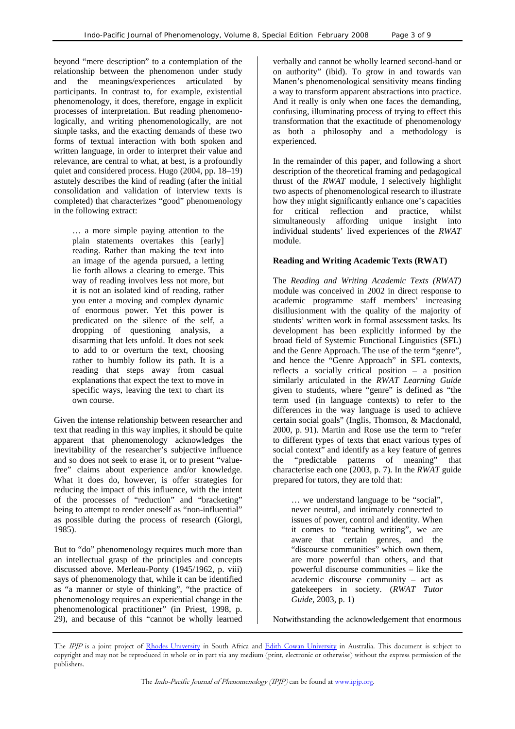beyond "mere description" to a contemplation of the relationship between the phenomenon under study and the meanings/experiences articulated by participants. In contrast to, for example, existential phenomenology, it does, therefore, engage in explicit processes of interpretation. But reading phenomenologically, and writing phenomenologically, are not simple tasks, and the exacting demands of these two forms of textual interaction with both spoken and written language, in order to interpret their value and relevance, are central to what, at best, is a profoundly quiet and considered process. Hugo (2004, pp. 18–19) astutely describes the kind of reading (after the initial consolidation and validation of interview texts is completed) that characterizes "good" phenomenology in the following extract:

> … a more simple paying attention to the plain statements overtakes this [early] reading. Rather than making the text into an image of the agenda pursued, a letting lie forth allows a clearing to emerge. This way of reading involves less not more, but it is not an isolated kind of reading, rather you enter a moving and complex dynamic of enormous power. Yet this power is predicated on the silence of the self, a dropping of questioning analysis, a disarming that lets unfold. It does not seek to add to or overturn the text, choosing rather to humbly follow its path. It is a reading that steps away from casual explanations that expect the text to move in specific ways, leaving the text to chart its own course.

Given the intense relationship between researcher and text that reading in this way implies, it should be quite apparent that phenomenology acknowledges the inevitability of the researcher's subjective influence and so does not seek to erase it, or to present "value-free" claims about experience and/or knowledge. What it does do, however, is offer strategies for reducing the impact of this influence, with the intent of the processes of "reduction" and "bracketing" being to attempt to render oneself as "non-influential" as possible during the process of research (Giorgi, 1985).

But to "do" phenomenology requires much more than an intellectual grasp of the principles and concepts discussed above. Merleau-Ponty (1945/1962, p. viii) says of phenomenology that, while it can be identified as "a manner or style of thinking", "the practice of phenomenology requires an experiential change in the phenomenological practitioner" (in Priest, 1998, p. 29), and because of this "cannot be wholly learned verbally and cannot be wholly learned second-hand or on authority" (ibid). To grow in and towards van Manen's phenomenological sensitivity means finding a way to transform apparent abstractions into practice. And it really is only when one faces the demanding, confusing, illuminating process of trying to effect this transformation that the exactitude of phenomenology as both a philosophy and a methodology is experienced.

In the remainder of this paper, and following a short description of the theoretical framing and pedagogical thrust of the *RWAT* module, I selectively highlight two aspects of phenomenological research to illustrate how they might significantly enhance one's capacities for critical reflection and practice, whilst simultaneously affording unique insight into individual students' lived experiences of the *RWAT* module.

**Reading and Writing Academic Texts (RWAT)**

The *Reading and Writing Academic Texts (RWAT)* module was conceived in 2002 in direct response to academic programme staff members' increasing disillusionment with the quality of the majority of students' written work in formal assessment tasks. Its development has been explicitly informed by the broad field of Systemic Functional Linguistics (SFL) and the Genre Approach. The use of the term "genre", and hence the "Genre Approach" in SFL contexts, reflects a socially critical position – a position similarly articulated in the *RWAT Learning Guide* given to students, where "genre" is defined as "the term used (in language contexts) to refer to the differences in the way language is used to achieve certain social goals" (Inglis, Thomson, & Macdonald, 2000, p. 91). Martin and Rose use the term to "refer to different types of texts that enact various types of social context" and identify as a key feature of genres the "predictable patterns of meaning" that characterise each one (2003, p. 7). In the *RWAT* guide prepared for tutors, they are told that:

> … we understand language to be "social", never neutral, and intimately connected to issues of power, control and identity. When it comes to "teaching writing", we are aware that certain genres, and the "discourse communities" which own them, are more powerful than others, and that powerful discourse communities – like the academic discourse community – act as gatekeepers in society. (*RWAT Tutor Guide*, 2003, p. 1)

Notwithstanding the acknowledgement that enormous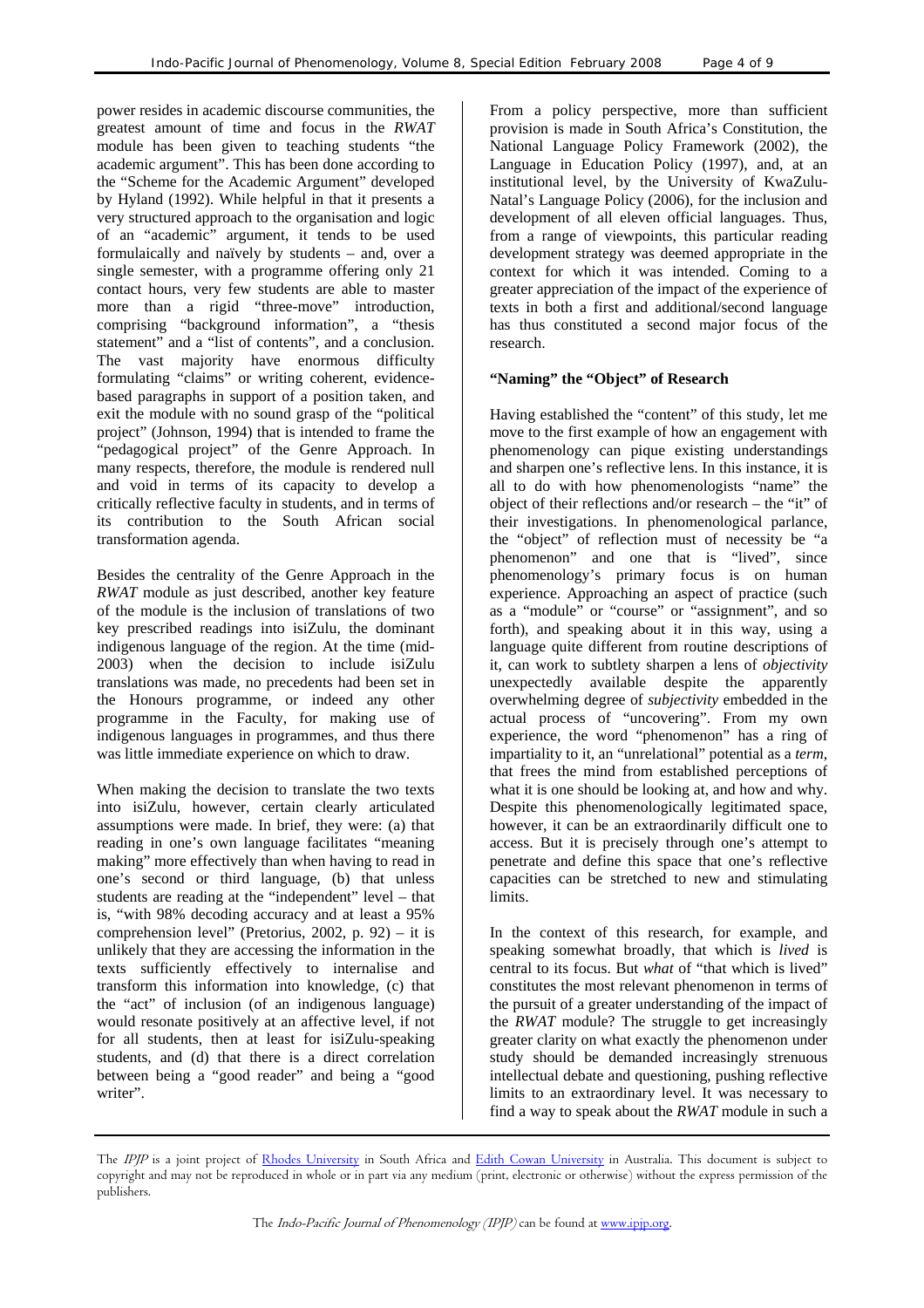power resides in academic discourse communities, the greatest amount of time and focus in the *RWAT* module has been given to teaching students "the academic argument". This has been done according to the "Scheme for the Academic Argument" developed by Hyland (1992). While helpful in that it presents a very structured approach to the organisation and logic of an "academic" argument, it tends to be used formulaically and naïvely by students – and, over a single semester, with a programme offering only 21 contact hours, very few students are able to master more than a rigid "three-move" introduction, comprising "background information", a "thesis statement" and a "list of contents", and a conclusion. The vast majority have enormous difficulty formulating "claims" or writing coherent, evidence-based paragraphs in support of a position taken, and exit the module with no sound grasp of the "political project" (Johnson, 1994) that is intended to frame the "pedagogical project" of the Genre Approach. In many respects, therefore, the module is rendered null and void in terms of its capacity to develop a critically reflective faculty in students, and in terms of its contribution to the South African social transformation agenda.

Besides the centrality of the Genre Approach in the *RWAT* module as just described, another key feature of the module is the inclusion of translations of two key prescribed readings into isiZulu, the dominant indigenous language of the region. At the time (mid-2003) when the decision to include isiZulu translations was made, no precedents had been set in the Honours programme, or indeed any other programme in the Faculty, for making use of indigenous languages in programmes, and thus there was little immediate experience on which to draw.

When making the decision to translate the two texts into isiZulu, however, certain clearly articulated assumptions were made. In brief, they were: (a) that reading in one's own language facilitates "meaning making" more effectively than when having to read in one's second or third language, (b) that unless students are reading at the "independent" level – that is, "with 98% decoding accuracy and at least a 95% comprehension level" (Pretorius, 2002, p. 92) – it is unlikely that they are accessing the information in the texts sufficiently effectively to internalise and transform this information into knowledge, (c) that the "act" of inclusion (of an indigenous language) would resonate positively at an affective level, if not for all students, then at least for isiZulu-speaking students, and (d) that there is a direct correlation between being a "good reader" and being a "good writer".

From a policy perspective, more than sufficient provision is made in South Africa's Constitution, the National Language Policy Framework (2002), the Language in Education Policy (1997), and, at an institutional level, by the University of KwaZulu-Natal's Language Policy (2006), for the inclusion and development of all eleven official languages. Thus, from a range of viewpoints, this particular reading development strategy was deemed appropriate in the context for which it was intended. Coming to a greater appreciation of the impact of the experience of texts in both a first and additional/second language has thus constituted a second major focus of the research.

## "Naming" the "Object" of Research

Having established the "content" of this study, let me move to the first example of how an engagement with phenomenology can pique existing understandings and sharpen one's reflective lens. In this instance, it is all to do with how phenomenologists "name" the object of their reflections and/or research – the "it" of their investigations. In phenomenological parlance, the "object" of reflection must of necessity be "a phenomenon" and one that is "lived", since phenomenology's primary focus is on human experience. Approaching an aspect of practice (such as a "module" or "course" or "assignment", and so forth), and speaking about it in this way, using a language quite different from routine descriptions of it, can work to subtlety sharpen a lens of *objectivity* unexpectedly available despite the apparently overwhelming degree of *subjectivity* embedded in the actual process of "uncovering". From my own experience, the word "phenomenon" has a ring of impartiality to it, an "unrelational" potential as a *term*, that frees the mind from established perceptions of what it is one should be looking at, and how and why. Despite this phenomenologically legitimated space, however, it can be an extraordinarily difficult one to access. But it is precisely through one's attempt to penetrate and define this space that one's reflective capacities can be stretched to new and stimulating limits.

In the context of this research, for example, and speaking somewhat broadly, that which is *lived* is central to its focus. But *what* of "that which is lived" constitutes the most relevant phenomenon in terms of the pursuit of a greater understanding of the impact of the *RWAT* module? The struggle to get increasingly greater clarity on what exactly the phenomenon under study should be demanded increasingly strenuous intellectual debate and questioning, pushing reflective limits to an extraordinary level. It was necessary to find a way to speak about the *RWAT* module in such a

The *IPJP* is a joint project of Rhodes University in South Africa and Edith Cowan University in Australia. This document is subject to copyright and may not be reproduced in whole or in part via any medium (print, electronic or otherwise) without the express permission of the publishers.

The *Indo-Pacific Journal of Phenomenology (IPJP)* can be found at www.ipjp.org.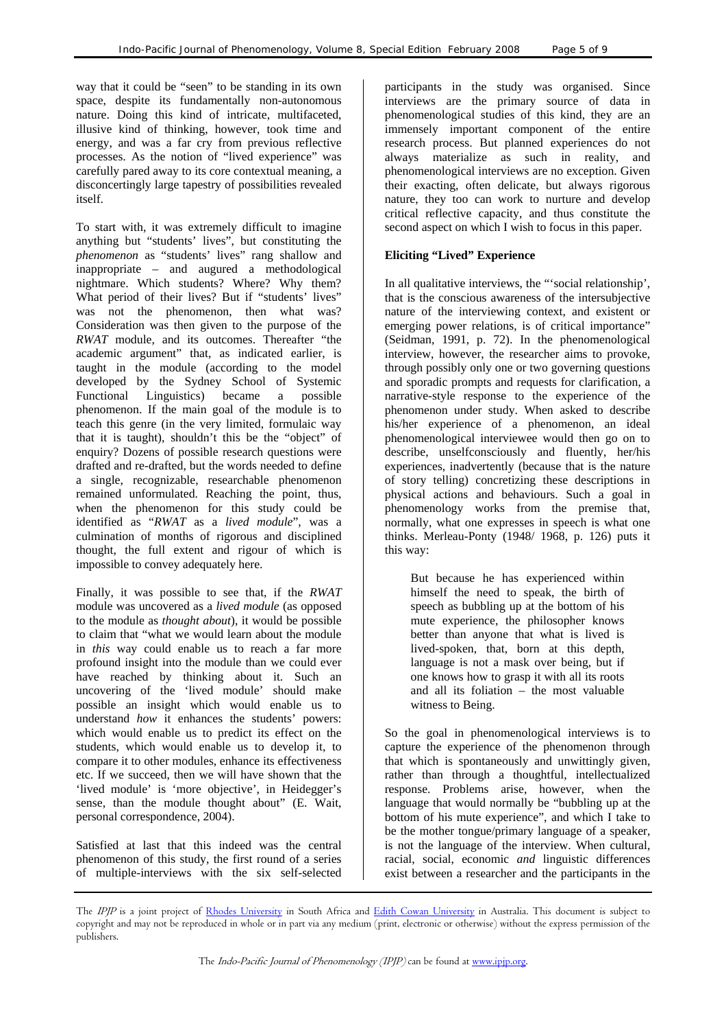way that it could be "seen" to be standing in its own space, despite its fundamentally non-autonomous nature. Doing this kind of intricate, multifaceted, illusive kind of thinking, however, took time and energy, and was a far cry from previous reflective processes. As the notion of "lived experience" was carefully pared away to its core contextual meaning, a disconcertingly large tapestry of possibilities revealed itself.

To start with, it was extremely difficult to imagine anything but "students' lives", but constituting the *phenomenon* as "students' lives" rang shallow and inappropriate – and augured a methodological nightmare. Which students? Where? Why them? What period of their lives? But if "students' lives" was not the phenomenon, then what was? Consideration was then given to the purpose of the *RWAT* module, and its outcomes. Thereafter "the academic argument" that, as indicated earlier, is taught in the module (according to the model developed by the Sydney School of Systemic Functional Linguistics) became a possible phenomenon. If the main goal of the module is to teach this genre (in the very limited, formulaic way that it is taught), shouldn't this be the "object" of enquiry? Dozens of possible research questions were drafted and re-drafted, but the words needed to define a single, recognizable, researchable phenomenon remained unformulated. Reaching the point, thus, when the phenomenon for this study could be identified as "*RWAT* as a *lived module*", was a culmination of months of rigorous and disciplined thought, the full extent and rigour of which is impossible to convey adequately here.

Finally, it was possible to see that, if the *RWAT* module was uncovered as a *lived module* (as opposed to the module as *thought about*), it would be possible to claim that "what we would learn about the module in *this* way could enable us to reach a far more profound insight into the module than we could ever have reached by thinking about it. Such an uncovering of the 'lived module' should make possible an insight which would enable us to understand *how* it enhances the students' powers: which would enable us to predict its effect on the students, which would enable us to develop it, to compare it to other modules, enhance its effectiveness etc. If we succeed, then we will have shown that the 'lived module' is 'more objective', in Heidegger's sense, than the module thought about" (E. Wait, personal correspondence, 2004).

Satisfied at last that this indeed was the central phenomenon of this study, the first round of a series of multiple-interviews with the six self-selected participants in the study was organised. Since interviews are the primary source of data in phenomenological studies of this kind, they are an immensely important component of the entire research process. But planned experiences do not always materialize as such in reality, and phenomenological interviews are no exception. Given their exacting, often delicate, but always rigorous nature, they too can work to nurture and develop critical reflective capacity, and thus constitute the second aspect on which I wish to focus in this paper.

## Eliciting "Lived" Experience

In all qualitative interviews, the "'social relationship', that is the conscious awareness of the intersubjective nature of the interviewing context, and existent or emerging power relations, is of critical importance" (Seidman, 1991, p. 72). In the phenomenological interview, however, the researcher aims to provoke, through possibly only one or two governing questions and sporadic prompts and requests for clarification, a narrative-style response to the experience of the phenomenon under study. When asked to describe his/her experience of a phenomenon, an ideal phenomenological interviewee would then go on to describe, unselfconsciously and fluently, her/his experiences, inadvertently (because that is the nature of story telling) concretizing these descriptions in physical actions and behaviours. Such a goal in phenomenology works from the premise that, normally, what one expresses in speech is what one thinks. Merleau-Ponty (1948/ 1968, p. 126) puts it this way:

> But because he has experienced within himself the need to speak, the birth of speech as bubbling up at the bottom of his mute experience, the philosopher knows better than anyone that what is lived is lived-spoken, that, born at this depth, language is not a mask over being, but if one knows how to grasp it with all its roots and all its foliation – the most valuable witness to Being.

So the goal in phenomenological interviews is to capture the experience of the phenomenon through that which is spontaneously and unwittingly given, rather than through a thoughtful, intellectualized response. Problems arise, however, when the language that would normally be "bubbling up at the bottom of his mute experience", and which I take to be the mother tongue/primary language of a speaker, is not the language of the interview. When cultural, racial, social, economic *and* linguistic differences exist between a researcher and the participants in the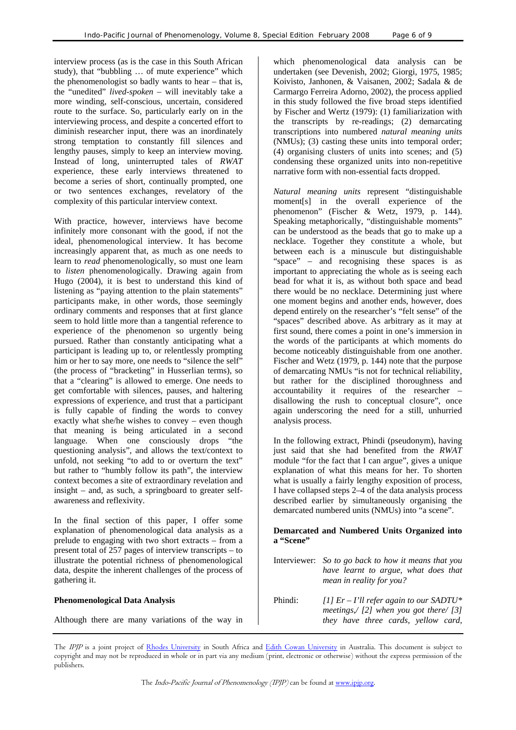interview process (as is the case in this South African study), that "bubbling … of mute experience" which the phenomenologist so badly wants to hear – that is, the "unedited" *lived-spoken* – will inevitably take a more winding, self-conscious, uncertain, considered route to the surface. So, particularly early on in the interviewing process, and despite a concerted effort to diminish researcher input, there was an inordinately strong temptation to constantly fill silences and lengthy pauses, simply to keep an interview moving. Instead of long, uninterrupted tales of *RWAT* experience, these early interviews threatened to become a series of short, continually prompted, one or two sentences exchanges, revelatory of the complexity of this particular interview context.

With practice, however, interviews have become infinitely more consonant with the good, if not the ideal, phenomenological interview. It has become increasingly apparent that, as much as one needs to learn to *read* phenomenologically, so must one learn to *listen* phenomenologically. Drawing again from Hugo (2004), it is best to understand this kind of listening as "paying attention to the plain statements" participants make, in other words, those seemingly ordinary comments and responses that at first glance seem to hold little more than a tangential reference to experience of the phenomenon so urgently being pursued. Rather than constantly anticipating what a participant is leading up to, or relentlessly prompting him or her to say more, one needs to "silence the self" (the process of "bracketing" in Husserlian terms), so that a "clearing" is allowed to emerge. One needs to get comfortable with silences, pauses, and haltering expressions of experience, and trust that a participant is fully capable of finding the words to convey exactly what she/he wishes to convey – even though that meaning is being articulated in a second language. When one consciously drops "the questioning analysis", and allows the text/context to unfold, not seeking "to add to or overturn the text" but rather to "humbly follow its path", the interview context becomes a site of extraordinary revelation and insight – and, as such, a springboard to greater self-awareness and reflexivity.

In the final section of this paper, I offer some explanation of phenomenological data analysis as a prelude to engaging with two short extracts – from a present total of 257 pages of interview transcripts – to illustrate the potential richness of phenomenological data, despite the inherent challenges of the process of gathering it.

## Phenomenological Data Analysis

Although there are many variations of the way in which phenomenological data analysis can be undertaken (see Devenish, 2002; Giorgi, 1975, 1985; Koivisto, Janhonen, & Vaisanen, 2002; Sadala & de Carmargo Ferreira Adorno, 2002), the process applied in this study followed the five broad steps identified by Fischer and Wertz (1979): (1) familiarization with the transcripts by re-readings; (2) demarcating transcriptions into numbered *natural meaning units* (NMUs); (3) casting these units into temporal order; (4) organising clusters of units into scenes; and (5) condensing these organized units into non-repetitive narrative form with non-essential facts dropped.

*Natural meaning units* represent "distinguishable moment[s] in the overall experience of the phenomenon" (Fischer & Wetz, 1979, p. 144). Speaking metaphorically, "distinguishable moments" can be understood as the beads that go to make up a necklace. Together they constitute a whole, but between each is a minuscule but distinguishable "space" – and recognising these spaces is as important to appreciating the whole as is seeing each bead for what it is, as without both space and bead there would be no necklace. Determining just where one moment begins and another ends, however, does depend entirely on the researcher's "felt sense" of the "spaces" described above. As arbitrary as it may at first sound, there comes a point in one's immersion in the words of the participants at which moments do become noticeably distinguishable from one another. Fischer and Wetz (1979, p. 144) note that the purpose of demarcating NMUs "is not for technical reliability, but rather for the disciplined thoroughness and accountability it requires of the researcher – disallowing the rush to conceptual closure", once again underscoring the need for a still, unhurried analysis process.

In the following extract, Phindi (pseudonym), having just said that she had benefited from the *RWAT* module "for the fact that I can argue", gives a unique explanation of what this means for her. To shorten what is usually a fairly lengthy exposition of process, I have collapsed steps 2–4 of the data analysis process described earlier by simultaneously organising the demarcated numbered units (NMUs) into "a scene".

### Demarcated and Numbered Units Organized into a "Scene"

Interviewer: *So to go back to how it means that you have learnt to argue, what does that mean in reality for you?*

Phindi: *[1] Er – I'll refer again to our SADTU* meetings,/ [2] when you got there/ [3] they have three cards, yellow card,*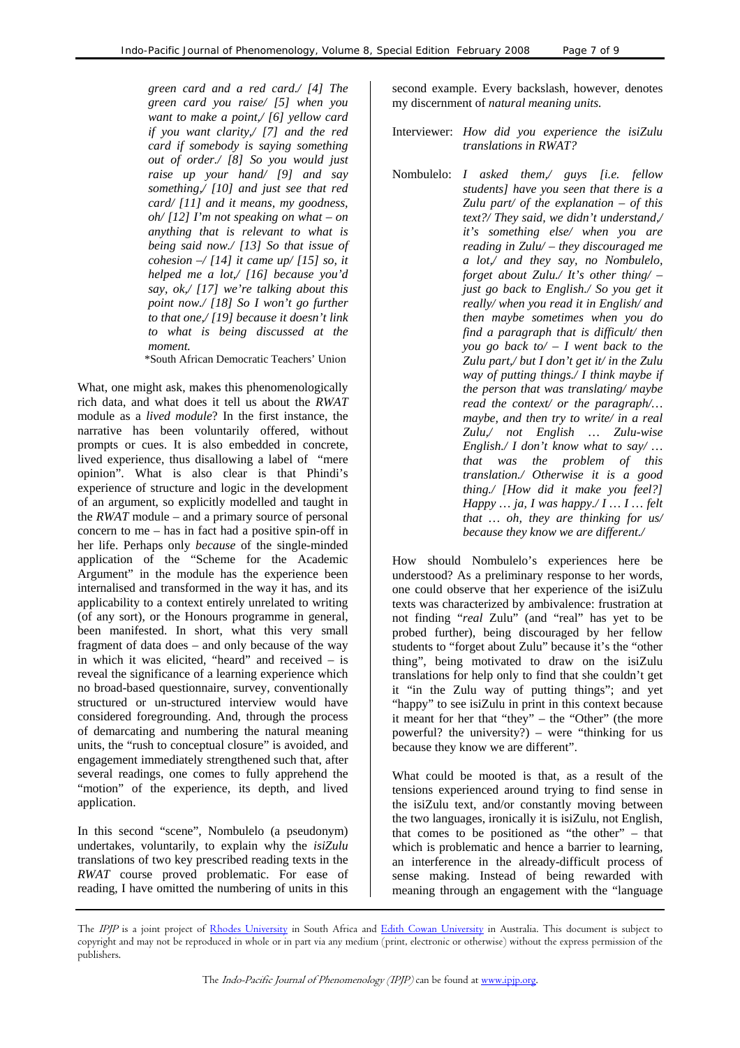*green card and a red card./ [4] The green card you raise/ [5] when you want to make a point,/ [6] yellow card if you want clarity,/ [7] and the red card if somebody is saying something out of order./ [8] So you would just raise up your hand/ [9] and say something,/ [10] and just see that red card/ [11] and it means, my goodness, oh/ [12] I'm not speaking on what – on anything that is relevant to what is being said now./ [13] So that issue of cohesion –/ [14] it came up/ [15] so, it helped me a lot,/ [16] because you'd say, ok,/ [17] we're talking about this point now./ [18] So I won't go further to that one,/ [19] because it doesn't link to what is being discussed at the moment.*

*South African Democratic Teachers' Union

What, one might ask, makes this phenomenologically rich data, and what does it tell us about the *RWAT* module as a *lived module*? In the first instance, the narrative has been voluntarily offered, without prompts or cues. It is also embedded in concrete, lived experience, thus disallowing a label of "mere opinion". What is also clear is that Phindi's experience of structure and logic in the development of an argument, so explicitly modelled and taught in the *RWAT* module – and a primary source of personal concern to me – has in fact had a positive spin-off in her life. Perhaps only *because* of the single-minded application of the "Scheme for the Academic Argument" in the module has the experience been internalised and transformed in the way it has, and its applicability to a context entirely unrelated to writing (of any sort), or the Honours programme in general, been manifested. In short, what this very small fragment of data does – and only because of the way in which it was elicited, "heard" and received – is reveal the significance of a learning experience which no broad-based questionnaire, survey, conventionally structured or un-structured interview would have considered foregrounding. And, through the process of demarcating and numbering the natural meaning units, the "rush to conceptual closure" is avoided, and engagement immediately strengthened such that, after several readings, one comes to fully apprehend the "motion" of the experience, its depth, and lived application.

In this second "scene", Nombulelo (a pseudonym) undertakes, voluntarily, to explain why the *isiZulu* translations of two key prescribed reading texts in the *RWAT* course proved problematic. For ease of reading, I have omitted the numbering of units in this second example. Every backslash, however, denotes my discernment of *natural meaning units.*

Interviewer: *How did you experience the isiZulu translations in RWAT?*

Nombulelo: *I asked them,/ guys [i.e. fellow students] have you seen that there is a Zulu part/ of the explanation – of this text?/ They said, we didn't understand,/ it's something else/ when you are reading in Zulu/ – they discouraged me a lot,/ and they say, no Nombulelo, forget about Zulu./ It's other thing/ – just go back to English./ So you get it really/ when you read it in English/ and then maybe sometimes when you do find a paragraph that is difficult/ then you go back to/ – I went back to the Zulu part,/ but I don't get it/ in the Zulu way of putting things./ I think maybe if the person that was translating/ maybe read the context/ or the paragraph/… maybe, and then try to write/ in a real Zulu,/ not English … Zulu-wise English./ I don't know what to say/ … that was the problem of this translation./ Otherwise it is a good thing./ [How did it make you feel?] Happy … ja, I was happy./ I … I … felt that … oh, they are thinking for us/ because they know we are different./*

How should Nombulelo's experiences here be understood? As a preliminary response to her words, one could observe that her experience of the isiZulu texts was characterized by ambivalence: frustration at not finding "*real* Zulu" (and "real" has yet to be probed further), being discouraged by her fellow students to "forget about Zulu" because it's the "other thing", being motivated to draw on the isiZulu translations for help only to find that she couldn't get it "in the Zulu way of putting things"; and yet "happy" to see isiZulu in print in this context because it meant for her that "they" – the "Other" (the more powerful? the university?) – were "thinking for us because they know we are different".

What could be mooted is that, as a result of the tensions experienced around trying to find sense in the isiZulu text, and/or constantly moving between the two languages, ironically it is isiZulu, not English, that comes to be positioned as "the other" – that which is problematic and hence a barrier to learning, an interference in the already-difficult process of sense making. Instead of being rewarded with meaning through an engagement with the "language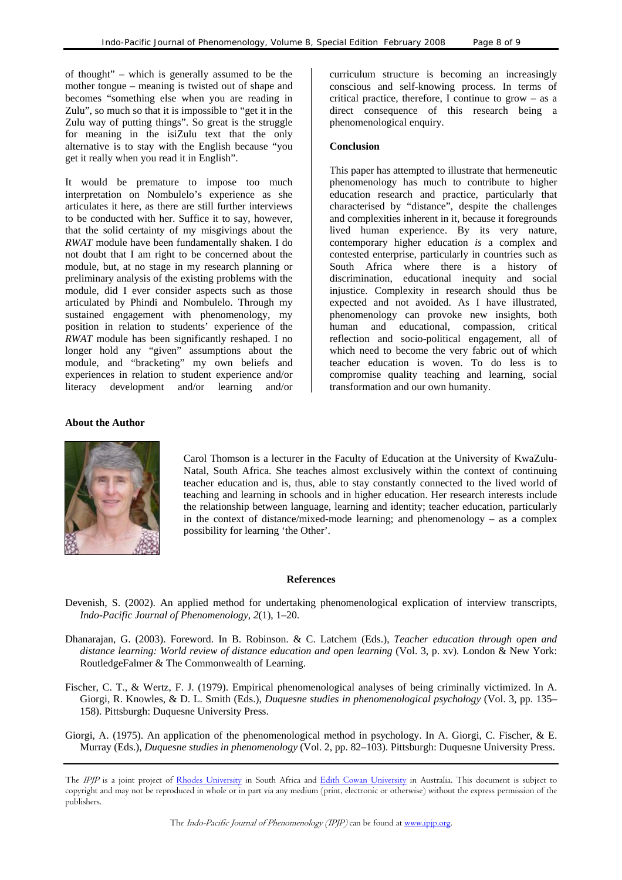of thought" – which is generally assumed to be the mother tongue – meaning is twisted out of shape and becomes "something else when you are reading in Zulu", so much so that it is impossible to "get it in the Zulu way of putting things". So great is the struggle for meaning in the isiZulu text that the only alternative is to stay with the English because "you get it really when you read it in English".

It would be premature to impose too much interpretation on Nombulelo's experience as she articulates it here, as there are still further interviews to be conducted with her. Suffice it to say, however, that the solid certainty of my misgivings about the *RWAT* module have been fundamentally shaken. I do not doubt that I am right to be concerned about the module, but, at no stage in my research planning or preliminary analysis of the existing problems with the module, did I ever consider aspects such as those articulated by Phindi and Nombulelo. Through my sustained engagement with phenomenology, my position in relation to students' experience of the *RWAT* module has been significantly reshaped. I no longer hold any "given" assumptions about the module, and "bracketing" my own beliefs and experiences in relation to student experience and/or literacy development and/or learning and/or curriculum structure is becoming an increasingly conscious and self-knowing process. In terms of critical practice, therefore, I continue to grow – as a direct consequence of this research being a phenomenological enquiry.

**Conclusion**

This paper has attempted to illustrate that hermeneutic phenomenology has much to contribute to higher education research and practice, particularly that characterised by "distance", despite the challenges and complexities inherent in it, because it foregrounds lived human experience. By its very nature, contemporary higher education *is* a complex and contested enterprise, particularly in countries such as South Africa where there is a history of discrimination, educational inequity and social injustice. Complexity in research should thus be expected and not avoided. As I have illustrated, phenomenology can provoke new insights, both human and educational, compassion, critical reflection and socio-political engagement, all of which need to become the very fabric out of which teacher education is woven. To do less is to compromise quality teaching and learning, social transformation and our own humanity.

**About the Author**

Carol Thomson is a lecturer in the Faculty of Education at the University of KwaZulu-Natal, South Africa. She teaches almost exclusively within the context of continuing teacher education and is, thus, able to stay constantly connected to the lived world of teaching and learning in schools and in higher education. Her research interests include the relationship between language, learning and identity; teacher education, particularly in the context of distance/mixed-mode learning; and phenomenology – as a complex possibility for learning 'the Other'.

**References**

Devenish, S. (2002). An applied method for undertaking phenomenological explication of interview transcripts, *Indo-Pacific Journal of Phenomenology*, *2*(1), 1–20.

Dhanarajan, G. (2003). Foreword. In B. Robinson. & C. Latchem (Eds.), *Teacher education through open and distance learning: World review of distance education and open learning* (Vol. 3, p. xv). London & New York: RoutledgeFalmer & The Commonwealth of Learning.

Fischer, C. T., & Wertz, F. J. (1979). Empirical phenomenological analyses of being criminally victimized. In A. Giorgi, R. Knowles, & D. L. Smith (Eds.), *Duquesne studies in phenomenological psychology* (Vol. 3, pp. 135–158). Pittsburgh: Duquesne University Press.

Giorgi, A. (1975). An application of the phenomenological method in psychology. In A. Giorgi, C. Fischer, & E. Murray (Eds.), *Duquesne studies in phenomenology* (Vol. 2, pp. 82–103). Pittsburgh: Duquesne University Press.

The *IPJP* is a joint project of Rhodes University in South Africa and Edith Cowan University in Australia. This document is subject to copyright and may not be reproduced in whole or in part via any medium (print, electronic or otherwise) without the express permission of the publishers.

The *Indo-Pacific Journal of Phenomenology (IPJP)* can be found at www.ipjp.org.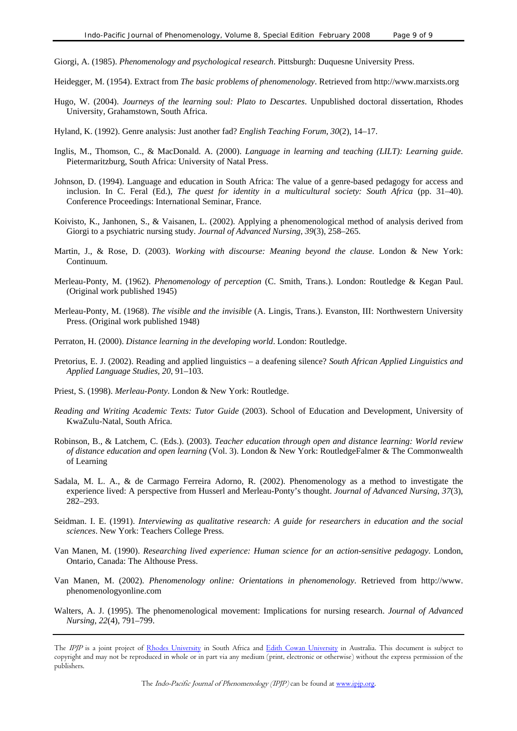Giorgi, A. (1985). *Phenomenology and psychological research*. Pittsburgh: Duquesne University Press.

Heidegger, M. (1954). Extract from *The basic problems of phenomenology*. Retrieved from http://www.marxists.org

Hugo, W. (2004). *Journeys of the learning soul: Plato to Descartes*. Unpublished doctoral dissertation, Rhodes University, Grahamstown, South Africa.

Hyland, K. (1992). Genre analysis: Just another fad? *English Teaching Forum*, *30*(2), 14–17.

Inglis, M., Thomson, C., & MacDonald. A. (2000). *Language in learning and teaching (LILT): Learning guide*. Pietermaritzburg, South Africa: University of Natal Press.

Johnson, D. (1994). Language and education in South Africa: The value of a genre-based pedagogy for access and inclusion. In C. Feral (Ed.), *The quest for identity in a multicultural society: South Africa* (pp. 31–40). Conference Proceedings: International Seminar, France.

Koivisto, K., Janhonen, S., & Vaisanen, L. (2002). Applying a phenomenological method of analysis derived from Giorgi to a psychiatric nursing study. *Journal of Advanced Nursing*, *39*(3), 258–265.

Martin, J., & Rose, D. (2003). *Working with discourse: Meaning beyond the clause*. London & New York: Continuum.

Merleau-Ponty, M. (1962). *Phenomenology of perception* (C. Smith, Trans.). London: Routledge & Kegan Paul. (Original work published 1945)

Merleau-Ponty, M. (1968). *The visible and the invisible* (A. Lingis, Trans.). Evanston, III: Northwestern University Press. (Original work published 1948)

Perraton, H. (2000). *Distance learning in the developing world*. London: Routledge.

Pretorius, E. J. (2002). Reading and applied linguistics – a deafening silence? *South African Applied Linguistics and Applied Language Studies, 20*, 91–103.

Priest, S. (1998). *Merleau-Ponty*. London & New York: Routledge.

*Reading and Writing Academic Texts: Tutor Guide* (2003). School of Education and Development, University of KwaZulu-Natal, South Africa.

Robinson, B., & Latchem, C. (Eds.). (2003). *Teacher education through open and distance learning: World review of distance education and open learning* (Vol. 3). London & New York: RoutledgeFalmer & The Commonwealth of Learning

Sadala, M. L. A., & de Carmago Ferreira Adorno, R. (2002). Phenomenology as a method to investigate the experience lived: A perspective from Husserl and Merleau-Ponty's thought. *Journal of Advanced Nursing*, *37*(3), 282–293.

Seidman. I. E. (1991). *Interviewing as qualitative research: A guide for researchers in education and the social sciences*. New York: Teachers College Press.

Van Manen, M. (1990). *Researching lived experience: Human science for an action-sensitive pedagogy*. London, Ontario, Canada: The Althouse Press.

Van Manen, M. (2002). *Phenomenology online: Orientations in phenomenology*. Retrieved from http://www.phenomenologyonline.com

Walters, A. J. (1995). The phenomenological movement: Implications for nursing research. *Journal of Advanced Nursing*, *22*(4), 791–799.

---

The *IPJP* is a joint project of Rhodes University in South Africa and Edith Cowan University in Australia. This document is subject to copyright and may not be reproduced in whole or in part via any medium (print, electronic or otherwise) without the express permission of the publishers.

The *Indo-Pacific Journal of Phenomenology (IPJP)* can be found at www.ipjp.org.